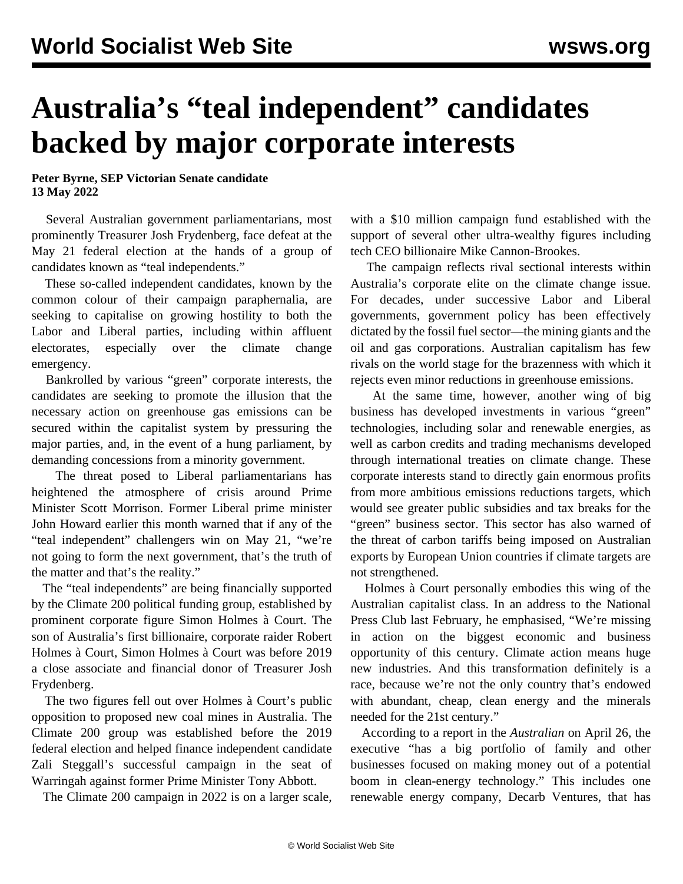# Australia's "teal independent" candidates backed by major corporate interests

**Peter Byrne, SEP Victorian Senate candidate**
**13 May 2022**

Several Australian government parliamentarians, most prominently Treasurer Josh Frydenberg, face defeat at the May 21 federal election at the hands of a group of candidates known as "teal independents."

These so-called independent candidates, known by the common colour of their campaign paraphernalia, are seeking to capitalise on growing hostility to both the Labor and Liberal parties, including within affluent electorates, especially over the climate change emergency.

Bankrolled by various "green" corporate interests, the candidates are seeking to promote the illusion that the necessary action on greenhouse gas emissions can be secured within the capitalist system by pressuring the major parties, and, in the event of a hung parliament, by demanding concessions from a minority government.

The threat posed to Liberal parliamentarians has heightened the atmosphere of crisis around Prime Minister Scott Morrison. Former Liberal prime minister John Howard earlier this month warned that if any of the "teal independent" challengers win on May 21, "we're not going to form the next government, that's the truth of the matter and that's the reality."

The "teal independents" are being financially supported by the Climate 200 political funding group, established by prominent corporate figure Simon Holmes à Court. The son of Australia's first billionaire, corporate raider Robert Holmes à Court, Simon Holmes à Court was before 2019 a close associate and financial donor of Treasurer Josh Frydenberg.

The two figures fell out over Holmes à Court's public opposition to proposed new coal mines in Australia. The Climate 200 group was established before the 2019 federal election and helped finance independent candidate Zali Steggall's successful campaign in the seat of Warringah against former Prime Minister Tony Abbott.

The Climate 200 campaign in 2022 is on a larger scale, with a $10 million campaign fund established with the support of several other ultra-wealthy figures including tech CEO billionaire Mike Cannon-Brookes.

The campaign reflects rival sectional interests within Australia's corporate elite on the climate change issue. For decades, under successive Labor and Liberal governments, government policy has been effectively dictated by the fossil fuel sector—the mining giants and the oil and gas corporations. Australian capitalism has few rivals on the world stage for the brazenness with which it rejects even minor reductions in greenhouse emissions.

At the same time, however, another wing of big business has developed investments in various "green" technologies, including solar and renewable energies, as well as carbon credits and trading mechanisms developed through international treaties on climate change. These corporate interests stand to directly gain enormous profits from more ambitious emissions reductions targets, which would see greater public subsidies and tax breaks for the "green" business sector. This sector has also warned of the threat of carbon tariffs being imposed on Australian exports by European Union countries if climate targets are not strengthened.

Holmes à Court personally embodies this wing of the Australian capitalist class. In an address to the National Press Club last February, he emphasised, "We're missing in action on the biggest economic and business opportunity of this century. Climate action means huge new industries. And this transformation definitely is a race, because we're not the only country that's endowed with abundant, cheap, clean energy and the minerals needed for the 21st century."

According to a report in the *Australian* on April 26, the executive "has a big portfolio of family and other businesses focused on making money out of a potential boom in clean-energy technology." This includes one renewable energy company, Decarb Ventures, that has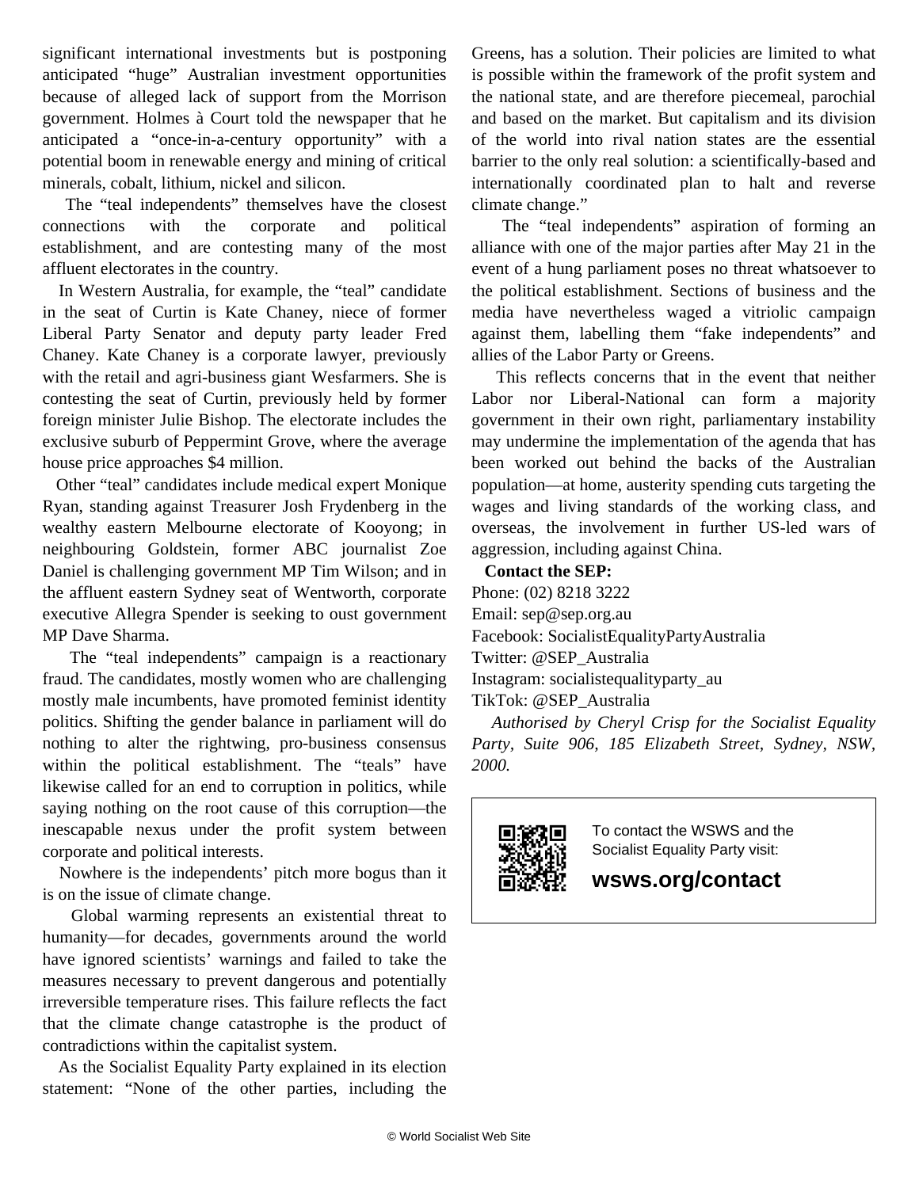significant international investments but is postponing anticipated "huge" Australian investment opportunities because of alleged lack of support from the Morrison government. Holmes à Court told the newspaper that he anticipated a "once-in-a-century opportunity" with a potential boom in renewable energy and mining of critical minerals, cobalt, lithium, nickel and silicon.

The "teal independents" themselves have the closest connections with the corporate and political establishment, and are contesting many of the most affluent electorates in the country.

In Western Australia, for example, the "teal" candidate in the seat of Curtin is Kate Chaney, niece of former Liberal Party Senator and deputy party leader Fred Chaney. Kate Chaney is a corporate lawyer, previously with the retail and agri-business giant Wesfarmers. She is contesting the seat of Curtin, previously held by former foreign minister Julie Bishop. The electorate includes the exclusive suburb of Peppermint Grove, where the average house price approaches $4 million.

Other "teal" candidates include medical expert Monique Ryan, standing against Treasurer Josh Frydenberg in the wealthy eastern Melbourne electorate of Kooyong; in neighbouring Goldstein, former ABC journalist Zoe Daniel is challenging government MP Tim Wilson; and in the affluent eastern Sydney seat of Wentworth, corporate executive Allegra Spender is seeking to oust government MP Dave Sharma.

The "teal independents" campaign is a reactionary fraud. The candidates, mostly women who are challenging mostly male incumbents, have promoted feminist identity politics. Shifting the gender balance in parliament will do nothing to alter the rightwing, pro-business consensus within the political establishment. The "teals" have likewise called for an end to corruption in politics, while saying nothing on the root cause of this corruption—the inescapable nexus under the profit system between corporate and political interests.

Nowhere is the independents' pitch more bogus than it is on the issue of climate change.

Global warming represents an existential threat to humanity—for decades, governments around the world have ignored scientists' warnings and failed to take the measures necessary to prevent dangerous and potentially irreversible temperature rises. This failure reflects the fact that the climate change catastrophe is the product of contradictions within the capitalist system.

As the Socialist Equality Party explained in its election statement: "None of the other parties, including the Greens, has a solution. Their policies are limited to what is possible within the framework of the profit system and the national state, and are therefore piecemeal, parochial and based on the market. But capitalism and its division of the world into rival nation states are the essential barrier to the only real solution: a scientifically-based and internationally coordinated plan to halt and reverse climate change."

The "teal independents" aspiration of forming an alliance with one of the major parties after May 21 in the event of a hung parliament poses no threat whatsoever to the political establishment. Sections of business and the media have nevertheless waged a vitriolic campaign against them, labelling them "fake independents" and allies of the Labor Party or Greens.

This reflects concerns that in the event that neither Labor nor Liberal-National can form a majority government in their own right, parliamentary instability may undermine the implementation of the agenda that has been worked out behind the backs of the Australian population—at home, austerity spending cuts targeting the wages and living standards of the working class, and overseas, the involvement in further US-led wars of aggression, including against China.

**Contact the SEP:**

Phone: (02) 8218 3222
Email: sep@sep.org.au
Facebook: SocialistEqualityPartyAustralia
Twitter: @SEP_Australia
Instagram: socialistequalityparty_au
TikTok: @SEP_Australia

*Authorised by Cheryl Crisp for the Socialist Equality Party, Suite 906, 185 Elizabeth Street, Sydney, NSW, 2000.*

To contact the WSWS and the Socialist Equality Party visit:

**wsws.org/contact**